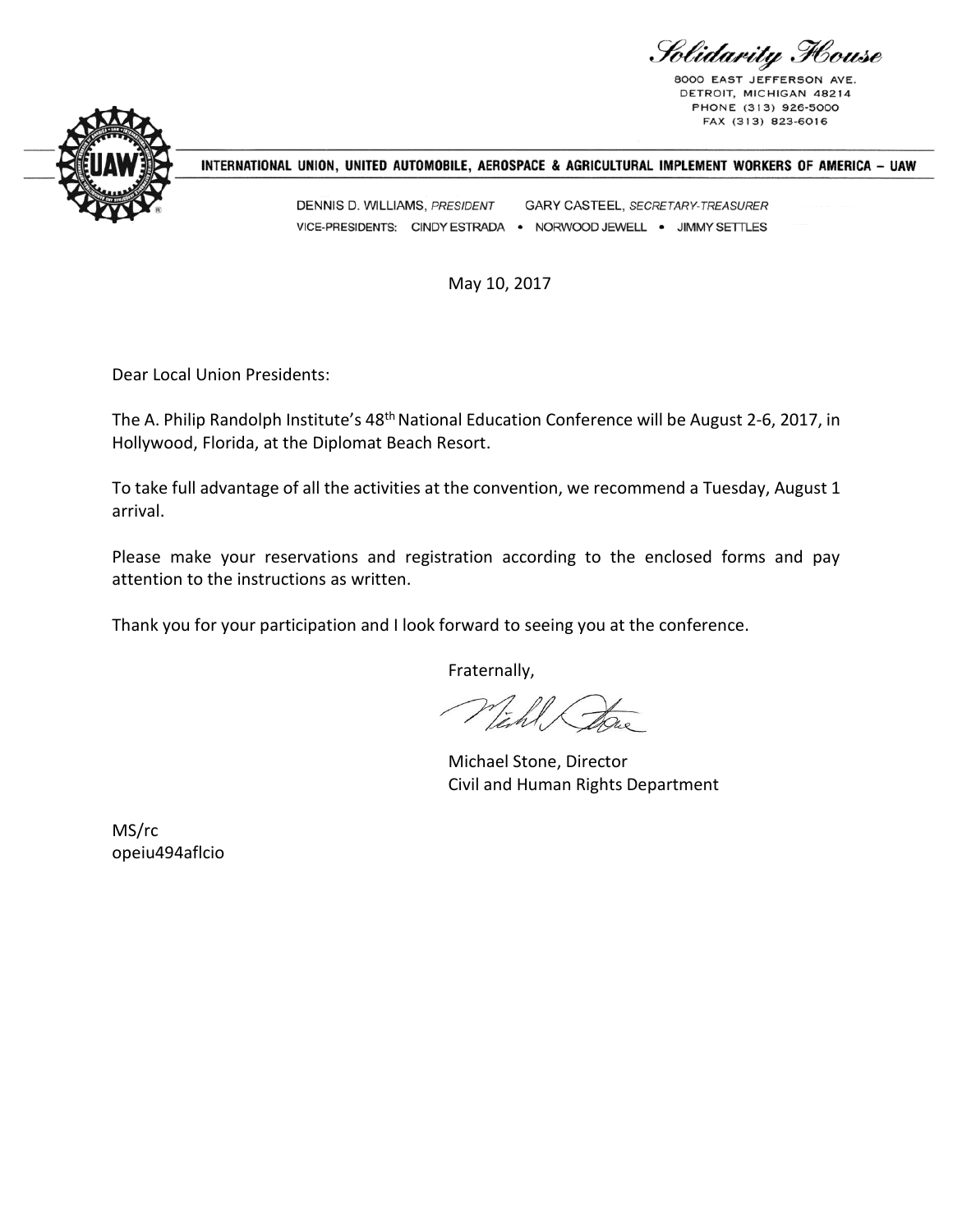Solidarity House

8000 EAST JEFFERSON AVE.
DETROIT, MICHIGAN 48214
PHONE (313) 926-5000
FAX (313) 823-6016

**INTERNATIONAL UNION, UNITED AUTOMOBILE, AEROSPACE & AGRICULTURAL IMPLEMENT WORKERS OF AMERICA – UAW**

DENNIS D. WILLIAMS, *PRESIDENT* GARY CASTEEL, *SECRETARY-TREASURER*
VICE-PRESIDENTS: CINDY ESTRADA • NORWOOD JEWELL • JIMMY SETTLES

May 10, 2017

Dear Local Union Presidents:

The A. Philip Randolph Institute's 48th National Education Conference will be August 2-6, 2017, in Hollywood, Florida, at the Diplomat Beach Resort.

To take full advantage of all the activities at the convention, we recommend a Tuesday, August 1 arrival.

Please make your reservations and registration according to the enclosed forms and pay attention to the instructions as written.

Thank you for your participation and I look forward to seeing you at the conference.

Fraternally,

Michael Stone, Director
Civil and Human Rights Department

MS/rc
opeiu494aflcio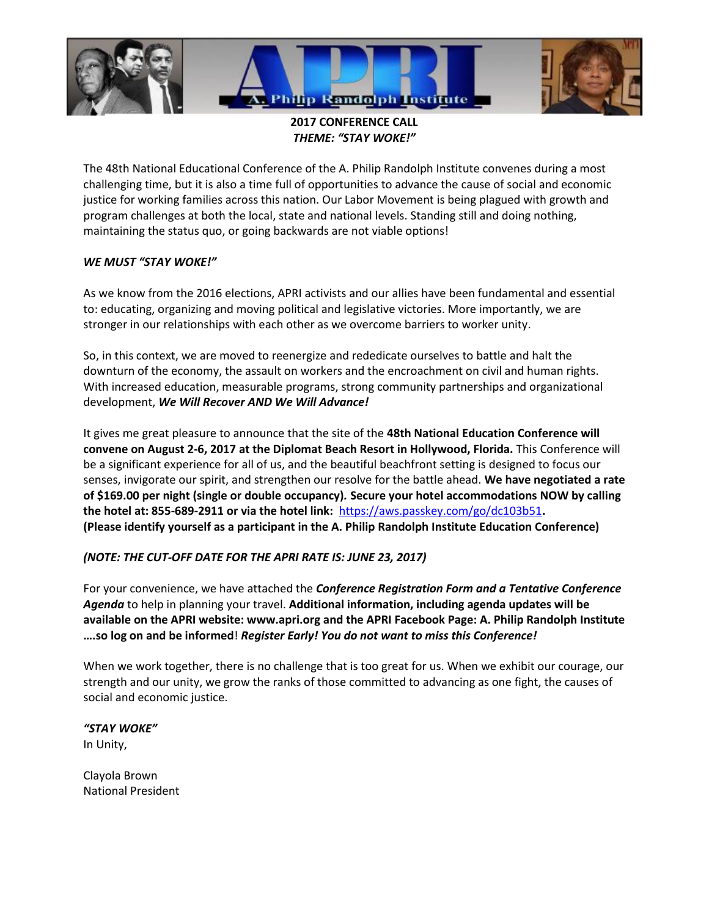**2017 CONFERENCE CALL**
***THEME: "STAY WOKE!"***

The 48th National Educational Conference of the A. Philip Randolph Institute convenes during a most challenging time, but it is also a time full of opportunities to advance the cause of social and economic justice for working families across this nation. Our Labor Movement is being plagued with growth and program challenges at both the local, state and national levels. Standing still and doing nothing, maintaining the status quo, or going backwards are not viable options!

***WE MUST "STAY WOKE!"***

As we know from the 2016 elections, APRI activists and our allies have been fundamental and essential to: educating, organizing and moving political and legislative victories. More importantly, we are stronger in our relationships with each other as we overcome barriers to worker unity.

So, in this context, we are moved to reenergize and rededicate ourselves to battle and halt the downturn of the economy, the assault on workers and the encroachment on civil and human rights. With increased education, measurable programs, strong community partnerships and organizational development, ***We Will Recover AND We Will Advance!***

It gives me great pleasure to announce that the site of the **48th National Education Conference will convene on August 2-6, 2017 at the Diplomat Beach Resort in Hollywood, Florida.** This Conference will be a significant experience for all of us, and the beautiful beachfront setting is designed to focus our senses, invigorate our spirit, and strengthen our resolve for the battle ahead. **We have negotiated a rate of $169.00 per night (single or double occupancy). Secure your hotel accommodations NOW by calling the hotel at: 855-689-2911 or via the hotel link:** https://aws.passkey.com/go/dc103b51**.**
**(Please identify yourself as a participant in the A. Philip Randolph Institute Education Conference)**

***(NOTE: THE CUT-OFF DATE FOR THE APRI RATE IS: JUNE 23, 2017)***

For your convenience, we have attached the ***Conference Registration Form and a Tentative Conference Agenda*** to help in planning your travel. **Additional information, including agenda updates will be available on the APRI website: www.apri.org and the APRI Facebook Page: A. Philip Randolph Institute ….so log on and be informed**! ***Register Early! You do not want to miss this Conference!***

When we work together, there is no challenge that is too great for us. When we exhibit our courage, our strength and our unity, we grow the ranks of those committed to advancing as one fight, the causes of social and economic justice.

***"STAY WOKE"***
In Unity,

Clayola Brown
National President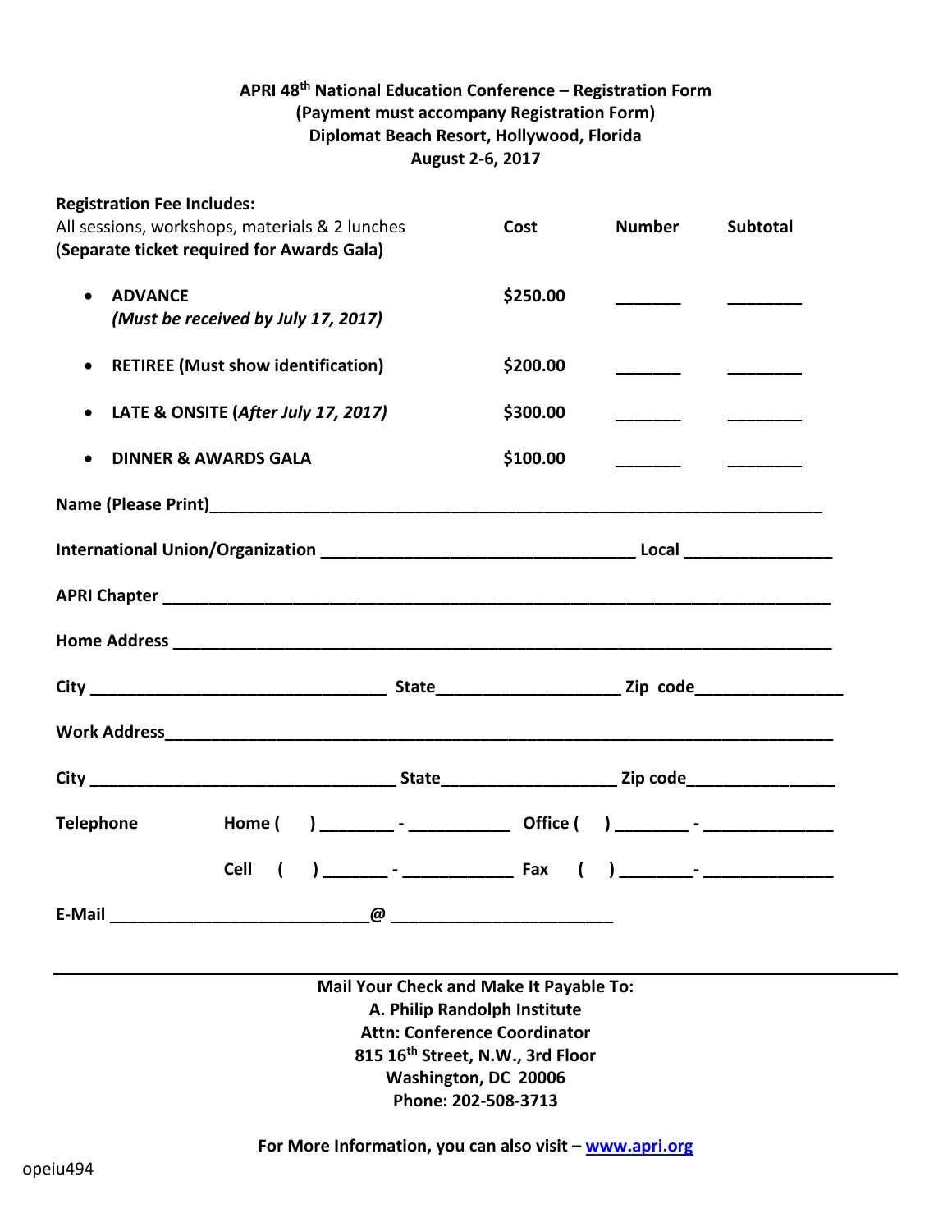**APRI 48th National Education Conference – Registration Form**
**(Payment must accompany Registration Form)**
**Diplomat Beach Resort, Hollywood, Florida**
**August 2-6, 2017**

| **Registration Fee Includes:** All sessions, workshops, materials & 2 lunches (**Separate ticket required for Awards Gala**) | **Cost** | **Number** | **Subtotal** |
|---|---|---|---|
| • **ADVANCE** ***(Must be received by July 17, 2017)*** | **$250.00** | _______ | ________ |
| • **RETIREE (Must show identification)** | **$200.00** | _______ | ________ |
| • **LATE & ONSITE (*****After July 17, 2017*****)** | **$300.00** | _______ | ________ |
| • **DINNER & AWARDS GALA** | **$100.00** | _______ | ________ |

**Name (Please Print)**______________________________________________________________

**International Union/Organization** ________________________________ **Local** ______________

**APRI Chapter** ___________________________________________________________________

**Home Address** __________________________________________________________________

**City** ______________________________ **State**__________________ **Zip code**______________

**Work Address**___________________________________________________________________

**City** _______________________________ **State**_________________ **Zip code**______________

**Telephone** **Home (    ) ________ - ___________ Office (    ) ________ - ______________**

**Cell (    ) _______ - ____________ Fax (    ) ________- ______________**

**E-Mail** ___________________________@ _______________________

---

**Mail Your Check and Make It Payable To:**
**A. Philip Randolph Institute**
**Attn: Conference Coordinator**
**815 16th Street, N.W., 3rd Floor**
**Washington, DC 20006**
**Phone: 202-508-3713**

**For More Information, you can also visit – [www.apri.org](http://www.apri.org)**

opeiu494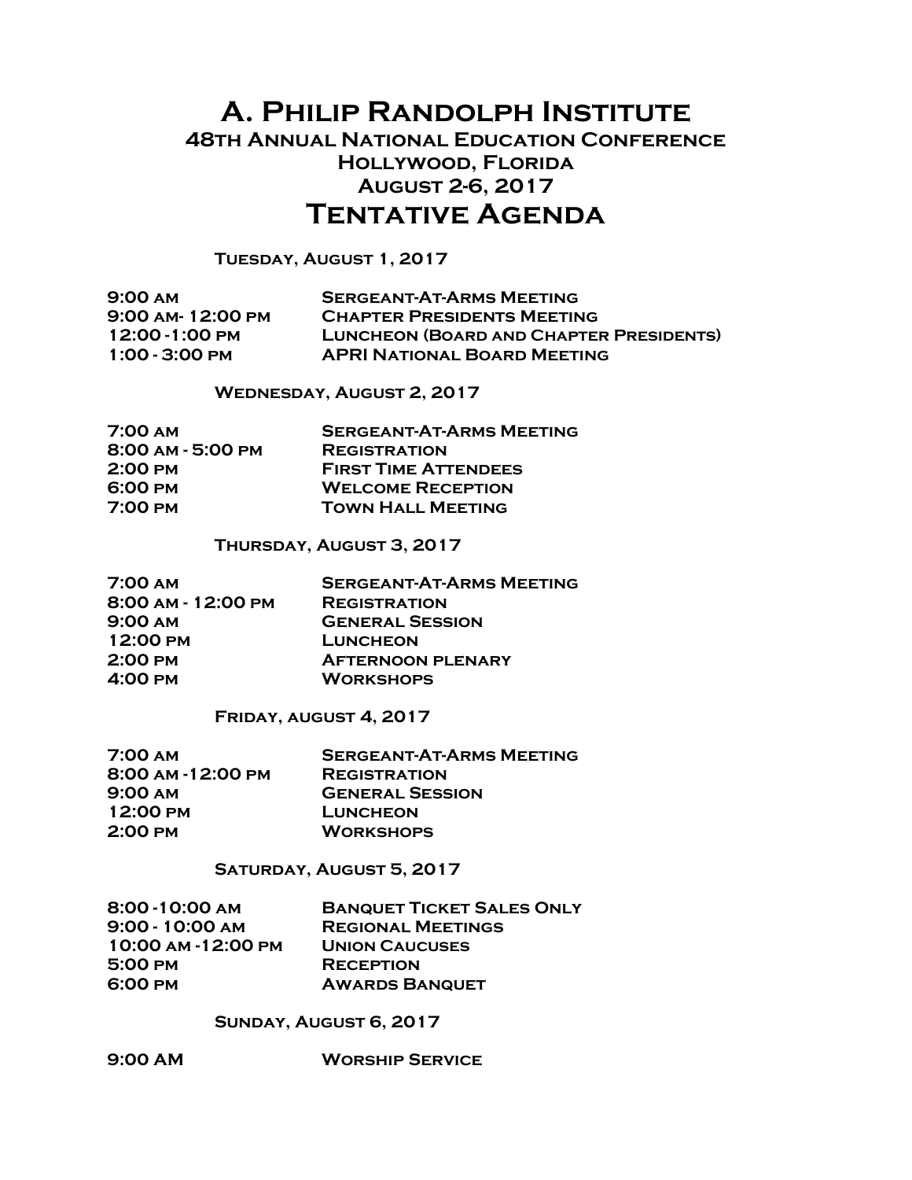# A. Philip Randolph Institute

## 48th Annual National Education Conference

## Hollywood, Florida

## August 2-6, 2017

# Tentative Agenda

### Tuesday, August 1, 2017

| | |
|---|---|
| 9:00 AM | Sergeant-At-Arms Meeting |
| 9:00 AM- 12:00 PM | Chapter Presidents Meeting |
| 12:00 -1:00 PM | Luncheon (Board and Chapter Presidents) |
| 1:00 - 3:00 PM | APRI National Board Meeting |

### Wednesday, August 2, 2017

| | |
|---|---|
| 7:00 AM | Sergeant-At-Arms Meeting |
| 8:00 AM - 5:00 PM | Registration |
| 2:00 PM | First Time Attendees |
| 6:00 PM | Welcome Reception |
| 7:00 PM | Town Hall Meeting |

### Thursday, August 3, 2017

| | |
|---|---|
| 7:00 AM | Sergeant-At-Arms Meeting |
| 8:00 AM - 12:00 PM | Registration |
| 9:00 AM | General Session |
| 12:00 PM | Luncheon |
| 2:00 PM | Afternoon plenary |
| 4:00 PM | Workshops |

### Friday, august 4, 2017

| | |
|---|---|
| 7:00 AM | Sergeant-At-Arms Meeting |
| 8:00 AM -12:00 PM | Registration |
| 9:00 AM | General Session |
| 12:00 PM | Luncheon |
| 2:00 PM | Workshops |

### Saturday, August 5, 2017

| | |
|---|---|
| 8:00 -10:00 AM | Banquet Ticket Sales Only |
| 9:00 - 10:00 AM | Regional Meetings |
| 10:00 AM -12:00 PM | Union Caucuses |
| 5:00 PM | Reception |
| 6:00 PM | Awards Banquet |

### Sunday, August 6, 2017

| | |
|---|---|
| 9:00 AM | Worship Service |